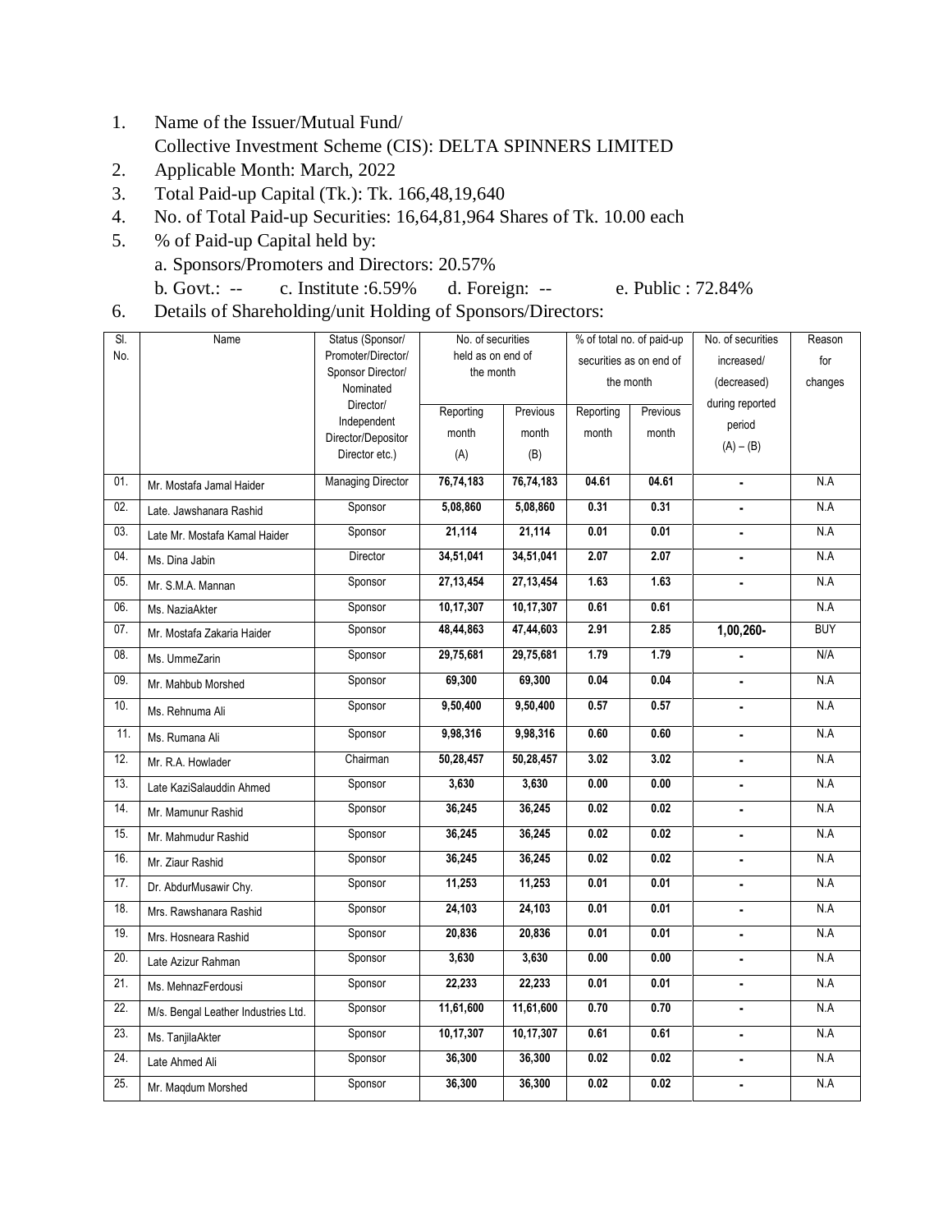1. Name of the Issuer/Mutual Fund/
   Collective Investment Scheme (CIS): DELTA SPINNERS LIMITED
2. Applicable Month: March, 2022
3. Total Paid-up Capital (Tk.): Tk. 166,48,19,640
4. No. of Total Paid-up Securities: 16,64,81,964 Shares of Tk. 10.00 each
5. % of Paid-up Capital held by:
   a. Sponsors/Promoters and Directors: 20.57%
   b. Govt.: -- c. Institute :6.59% d. Foreign: -- e. Public : 72.84%
6. Details of Shareholding/unit Holding of Sponsors/Directors:

| Sl. No. | Name | Status (Sponsor/ Promoter/Director/ Sponsor Director/ Nominated Director/ Independent Director/Depositor Director etc.) | No. of securities held as on end of the month | | % of total no. of paid-up securities as on end of the month | | No. of securities increased/ (decreased) during reported period (A) – (B) | Reason for changes |
|---|---|---|---|---|---|---|---|---|
| | | | Reporting month (A) | Previous month (B) | Reporting month | Previous month | | |
| 01. | Mr. Mostafa Jamal Haider | Managing Director | 76,74,183 | 76,74,183 | 04.61 | 04.61 | - | N.A |
| 02. | Late. Jawshanara Rashid | Sponsor | 5,08,860 | 5,08,860 | 0.31 | 0.31 | - | N.A |
| 03. | Late Mr. Mostafa Kamal Haider | Sponsor | 21,114 | 21,114 | 0.01 | 0.01 | - | N.A |
| 04. | Ms. Dina Jabin | Director | 34,51,041 | 34,51,041 | 2.07 | 2.07 | - | N.A |
| 05. | Mr. S.M.A. Mannan | Sponsor | 27,13,454 | 27,13,454 | 1.63 | 1.63 | - | N.A |
| 06. | Ms. NaziaAkter | Sponsor | 10,17,307 | 10,17,307 | 0.61 | 0.61 | | N.A |
| 07. | Mr. Mostafa Zakaria Haider | Sponsor | 48,44,863 | 47,44,603 | 2.91 | 2.85 | 1,00,260- | BUY |
| 08. | Ms. UmmeZarin | Sponsor | 29,75,681 | 29,75,681 | 1.79 | 1.79 | - | N/A |
| 09. | Mr. Mahbub Morshed | Sponsor | 69,300 | 69,300 | 0.04 | 0.04 | - | N.A |
| 10. | Ms. Rehnuma Ali | Sponsor | 9,50,400 | 9,50,400 | 0.57 | 0.57 | - | N.A |
| 11. | Ms. Rumana Ali | Sponsor | 9,98,316 | 9,98,316 | 0.60 | 0.60 | - | N.A |
| 12. | Mr. R.A. Howlader | Chairman | 50,28,457 | 50,28,457 | 3.02 | 3.02 | - | N.A |
| 13. | Late KaziSalauddin Ahmed | Sponsor | 3,630 | 3,630 | 0.00 | 0.00 | - | N.A |
| 14. | Mr. Mamunur Rashid | Sponsor | 36,245 | 36,245 | 0.02 | 0.02 | - | N.A |
| 15. | Mr. Mahmudur Rashid | Sponsor | 36,245 | 36,245 | 0.02 | 0.02 | - | N.A |
| 16. | Mr. Ziaur Rashid | Sponsor | 36,245 | 36,245 | 0.02 | 0.02 | - | N.A |
| 17. | Dr. AbdurMusawir Chy. | Sponsor | 11,253 | 11,253 | 0.01 | 0.01 | - | N.A |
| 18. | Mrs. Rawshanara Rashid | Sponsor | 24,103 | 24,103 | 0.01 | 0.01 | - | N.A |
| 19. | Mrs. Hosneara Rashid | Sponsor | 20,836 | 20,836 | 0.01 | 0.01 | - | N.A |
| 20. | Late Azizur Rahman | Sponsor | 3,630 | 3,630 | 0.00 | 0.00 | - | N.A |
| 21. | Ms. MehnazFerdousi | Sponsor | 22,233 | 22,233 | 0.01 | 0.01 | - | N.A |
| 22. | M/s. Bengal Leather Industries Ltd. | Sponsor | 11,61,600 | 11,61,600 | 0.70 | 0.70 | - | N.A |
| 23. | Ms. TanjilaAkter | Sponsor | 10,17,307 | 10,17,307 | 0.61 | 0.61 | - | N.A |
| 24. | Late Ahmed Ali | Sponsor | 36,300 | 36,300 | 0.02 | 0.02 | - | N.A |
| 25. | Mr. Maqdum Morshed | Sponsor | 36,300 | 36,300 | 0.02 | 0.02 | - | N.A |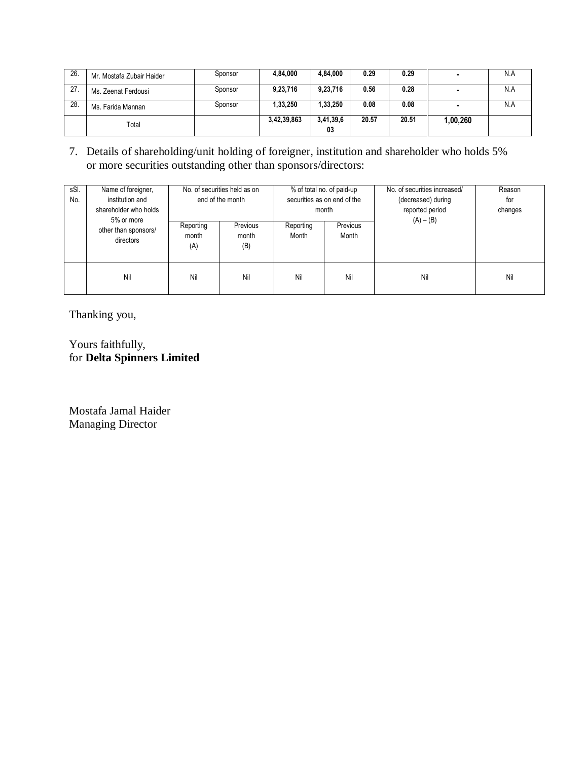| | | | | | | | | |
|---|---|---|---|---|---|---|---|---|
| 26. | Mr. Mostafa Zubair Haider | Sponsor | **4,84,000** | **4,84,000** | **0.29** | **0.29** | **-** | N.A |
| 27. | Ms. Zeenat Ferdousi | Sponsor | **9,23,716** | **9,23,716** | **0.56** | **0.28** | **-** | N.A |
| 28. | Ms. Farida Mannan | Sponsor | **1,33,250** | **1,33,250** | **0.08** | **0.08** | **-** | N.A |
| | Total | | **3,42,39,863** | **3,41,39,603** | **20.57** | **20.51** | **1,00,260** | |

7. Details of shareholding/unit holding of foreigner, institution and shareholder who holds 5% or more securities outstanding other than sponsors/directors:

| sSl. No. | Name of foreigner, institution and shareholder who holds 5% or more other than sponsors/ directors | No. of securities held as on end of the month | | % of total no. of paid-up securities as on end of the month | | No. of securities increased/ (decreased) during reported period (A) – (B) | Reason for changes |
|---|---|---|---|---|---|---|---|
| | | Reporting month (A) | Previous month (B) | Reporting Month | Previous Month | | |
| | Nil | Nil | Nil | Nil | Nil | Nil | Nil |

Thanking you,

Yours faithfully,
for **Delta Spinners Limited**

Mostafa Jamal Haider
Managing Director